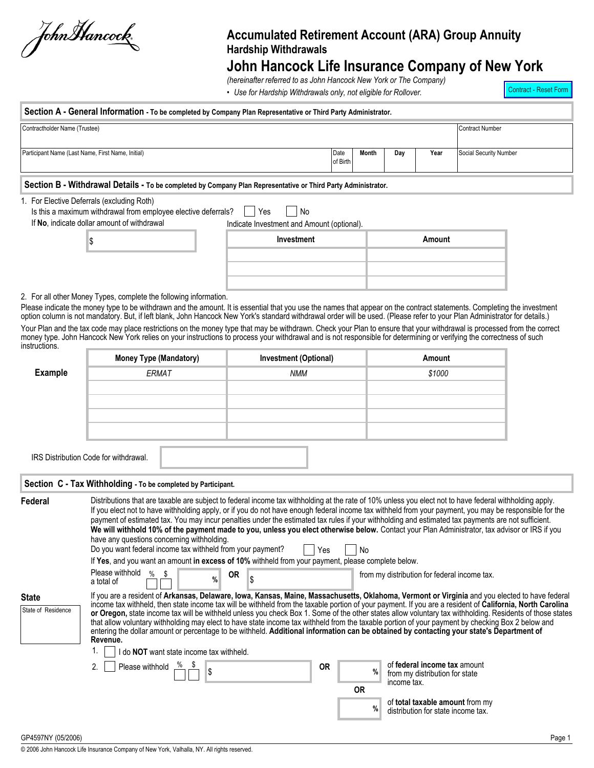John Hancock

# Accumulated Retirement Account (ARA) Group Annuity

### Hardship Withdrawals

## John Hancock Life Insurance Company of New York

*(hereinafter referred to as John Hancock New York or The Company)*

- *Use for Hardship Withdrawals only, not eligible for Rollover.*

Contract - Reset Form

## Section A - General Information - To be completed by Company Plan Representative or Third Party Administrator.

| Contractholder Name (Trustee) | | | | | Contract Number |
|---|---|---|---|---|---|
| | | | | | |
| Participant Name (Last Name, First Name, Initial) | Date of Birth | Month | Day | Year | Social Security Number |
| | | | | | |

## Section B - Withdrawal Details - To be completed by Company Plan Representative or Third Party Administrator.

1. For Elective Deferrals (excluding Roth)
   Is this a maximum withdrawal from employee elective deferrals? ☐ Yes ☐ No
   If **No**, indicate dollar amount of withdrawal $ ________
   Indicate Investment and Amount (optional).

| Investment | Amount |
|---|---|
| | |
| | |
| | |

2. For all other Money Types, complete the following information.

Please indicate the money type to be withdrawn and the amount. It is essential that you use the names that appear on the contract statements. Completing the investment option column is not mandatory. But, if left blank, John Hancock New York's standard withdrawal order will be used. (Please refer to your Plan Administrator for details.)

Your Plan and the tax code may place restrictions on the money type that may be withdrawn. Check your Plan to ensure that your withdrawal is processed from the correct money type. John Hancock New York relies on your instructions to process your withdrawal and is not responsible for determining or verifying the correctness of such instructions.

| | Money Type (Mandatory) | Investment (Optional) | Amount |
|---|---|---|---|
| **Example** | *ERMAT* | *NMM* | *$1000* |
| | | | |
| | | | |
| | | | |
| | | | |

IRS Distribution Code for withdrawal. ________

## Section C - Tax Withholding - To be completed by Participant.

**Federal**

Distributions that are taxable are subject to federal income tax withholding at the rate of 10% unless you elect not to have federal withholding apply. If you elect not to have withholding apply, or if you do not have enough federal income tax withheld from your payment, you may be responsible for the payment of estimated tax. You may incur penalties under the estimated tax rules if your withholding and estimated tax payments are not sufficient. **We will withhold 10% of the payment made to you, unless you elect otherwise below.** Contact your Plan Administrator, tax advisor or IRS if you have any questions concerning withholding.

Do you want federal income tax withheld from your payment? ☐ Yes ☐ No

If **Yes**, and you want an amount **in excess of 10%** withheld from your payment, please complete below.

Please withhold a total of ☐ % ☐ $ ________ % **OR** $ ________ from my distribution for federal income tax.

**State**

State of Residence ________

If you are a resident of **Arkansas, Delaware, Iowa, Kansas, Maine, Massachusetts, Oklahoma, Vermont or Virginia** and you elected to have federal income tax withheld, then state income tax will be withheld from the taxable portion of your payment. If you are a resident of **California, North Carolina or Oregon,** state income tax will be withheld unless you check Box 1. Some of the other states allow voluntary tax withholding. Residents of those states that allow voluntary withholding may elect to have state income tax withheld from the taxable portion of your payment by checking Box 2 below and entering the dollar amount or percentage to be withheld. **Additional information can be obtained by contacting your state's Department of Revenue.**

1. ☐ I do **NOT** want state income tax withheld.
2. ☐ Please withhold ☐ % ☐ $ $ ________ **OR** ________ % of **federal income tax** amount from my distribution for state income tax.
   **OR** ________ % of **total taxable amount** from my distribution for state income tax.

GP4597NY (05/2006)

© 2006 John Hancock Life Insurance Company of New York, Valhalla, NY. All rights reserved.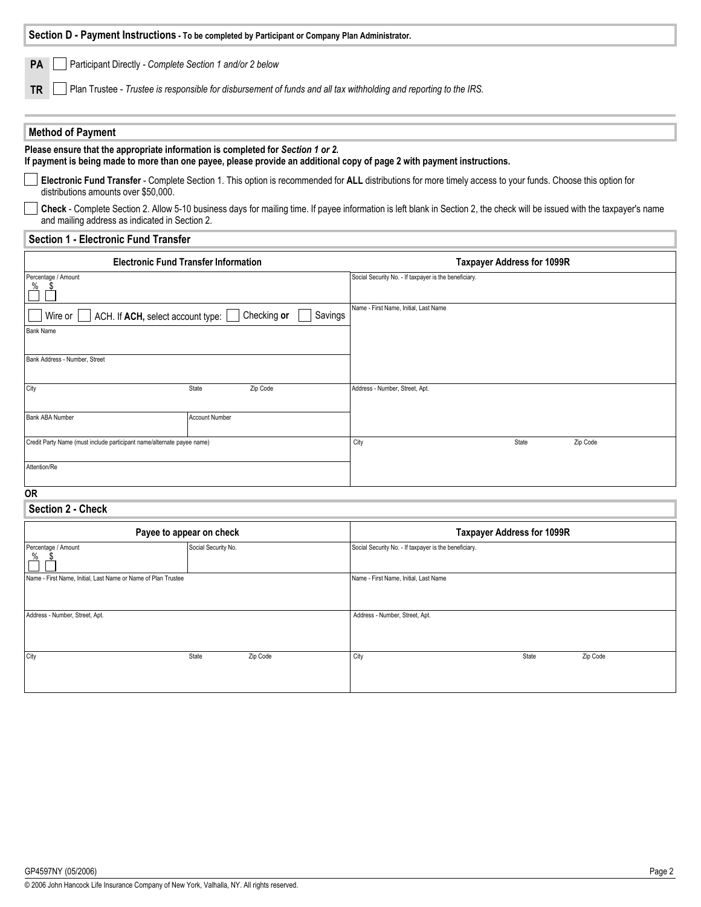## Section D - Payment Instructions - To be completed by Participant or Company Plan Administrator.

**PA** ☐ Participant Directly - *Complete Section 1 and/or 2 below*

**TR** ☐ Plan Trustee - *Trustee is responsible for disbursement of funds and all tax withholding and reporting to the IRS.*

## Method of Payment

**Please ensure that the appropriate information is completed for *Section 1 or 2.***
**If payment is being made to more than one payee, please provide an additional copy of page 2 with payment instructions.**

☐ **Electronic Fund Transfer** - Complete Section 1. This option is recommended for **ALL** distributions for more timely access to your funds. Choose this option for distributions amounts over $50,000.

☐ **Check** - Complete Section 2. Allow 5-10 business days for mailing time. If payee information is left blank in Section 2, the check will be issued with the taxpayer's name and mailing address as indicated in Section 2.

## Section 1 - Electronic Fund Transfer

| Electronic Fund Transfer Information | | | Taxpayer Address for 1099R | | |
|---|---|---|---|---|---|
| Percentage / Amount<br>% ☐ $ ☐ | | | Social Security No. - If taxpayer is the beneficiary. | | |
| ☐ Wire or ☐ ACH. If **ACH,** select account type: ☐ Checking **or** ☐ Savings | | | Name - First Name, Initial, Last Name | | |
| Bank Name | | | | | |
| Bank Address - Number, Street | | | | | |
| City | State | Zip Code | Address - Number, Street, Apt. | | |
| Bank ABA Number | Account Number | | | | |
| Credit Party Name (must include participant name/alternate payee name) | | | City | State | Zip Code |
| Attention/Re | | | | | |

**OR**

## Section 2 - Check

| Payee to appear on check | | | Taxpayer Address for 1099R | | |
|---|---|---|---|---|---|
| Percentage / Amount<br>% ☐ $ ☐ | Social Security No. | | Social Security No. - If taxpayer is the beneficiary. | | |
| Name - First Name, Initial, Last Name or Name of Plan Trustee | | | Name - First Name, Initial, Last Name | | |
| Address - Number, Street, Apt. | | | Address - Number, Street, Apt. | | |
| City | State | Zip Code | City | State | Zip Code |

GP4597NY (05/2006)

© 2006 John Hancock Life Insurance Company of New York, Valhalla, NY. All rights reserved.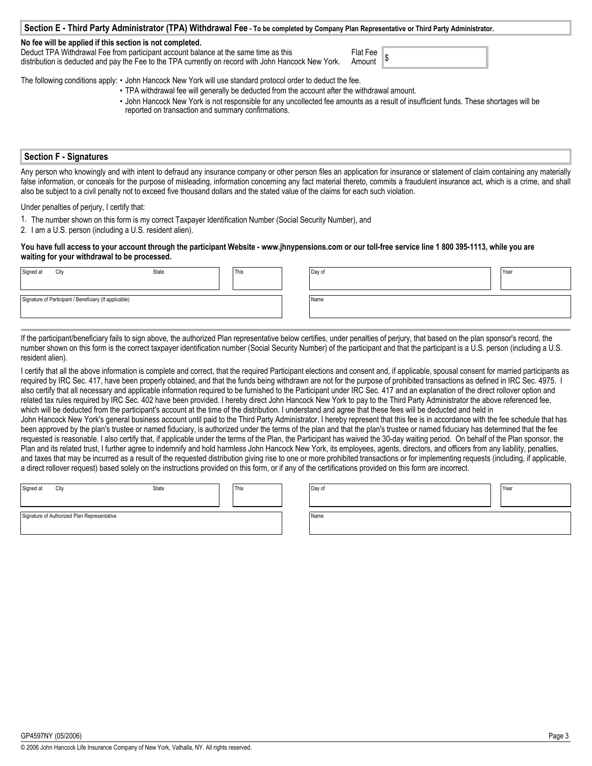## Section E - Third Party Administrator (TPA) Withdrawal Fee - To be completed by Company Plan Representative or Third Party Administrator.

**No fee will be applied if this section is not completed.**

Deduct TPA Withdrawal Fee from participant account balance at the same time as this distribution is deducted and pay the Fee to the TPA currently on record with John Hancock New York.

Flat Fee Amount $

The following conditions apply:

- John Hancock New York will use standard protocol order to deduct the fee.
- TPA withdrawal fee will generally be deducted from the account after the withdrawal amount.
- John Hancock New York is not responsible for any uncollected fee amounts as a result of insufficient funds. These shortages will be reported on transaction and summary confirmations.

## Section F - Signatures

Any person who knowingly and with intent to defraud any insurance company or other person files an application for insurance or statement of claim containing any materially false information, or conceals for the purpose of misleading, information concerning any fact material thereto, commits a fraudulent insurance act, which is a crime, and shall also be subject to a civil penalty not to exceed five thousand dollars and the stated value of the claims for each such violation.

Under penalties of perjury, I certify that:

1. The number shown on this form is my correct Taxpayer Identification Number (Social Security Number), and
2. I am a U.S. person (including a U.S. resident alien).

**You have full access to your account through the participant Website - www.jhnypensions.com or our toll-free service line 1 800 395-1113, while you are waiting for your withdrawal to be processed.**

| | | | | |
|---|---|---|---|---|
| Signed at City | State | This | Day of | Year |
| Signature of Participant / Beneficiary (If applicable) | | | Name | |

If the participant/beneficiary fails to sign above, the authorized Plan representative below certifies, under penalties of perjury, that based on the plan sponsor's record, the number shown on this form is the correct taxpayer identification number (Social Security Number) of the participant and that the participant is a U.S. person (including a U.S. resident alien).

I certify that all the above information is complete and correct, that the required Participant elections and consent and, if applicable, spousal consent for married participants as required by IRC Sec. 417, have been properly obtained, and that the funds being withdrawn are not for the purpose of prohibited transactions as defined in IRC Sec. 4975. I also certify that all necessary and applicable information required to be furnished to the Participant under IRC Sec. 417 and an explanation of the direct rollover option and related tax rules required by IRC Sec. 402 have been provided. I hereby direct John Hancock New York to pay to the Third Party Administrator the above referenced fee, which will be deducted from the participant's account at the time of the distribution. I understand and agree that these fees will be deducted and held in John Hancock New York's general business account until paid to the Third Party Administrator. I hereby represent that this fee is in accordance with the fee schedule that has been approved by the plan's trustee or named fiduciary, is authorized under the terms of the plan and that the plan's trustee or named fiduciary has determined that the fee requested is reasonable. I also certify that, if applicable under the terms of the Plan, the Participant has waived the 30-day waiting period. On behalf of the Plan sponsor, the Plan and its related trust, I further agree to indemnify and hold harmless John Hancock New York, its employees, agents, directors, and officers from any liability, penalties, and taxes that may be incurred as a result of the requested distribution giving rise to one or more prohibited transactions or for implementing requests (including, if applicable, a direct rollover request) based solely on the instructions provided on this form, or if any of the certifications provided on this form are incorrect.

| | | | | |
|---|---|---|---|---|
| Signed at City | State | This | Day of | Year |
| Signature of Authorized Plan Representative | | | Name | |

GP4597NY (05/2006)

© 2006 John Hancock Life Insurance Company of New York, Valhalla, NY. All rights reserved.